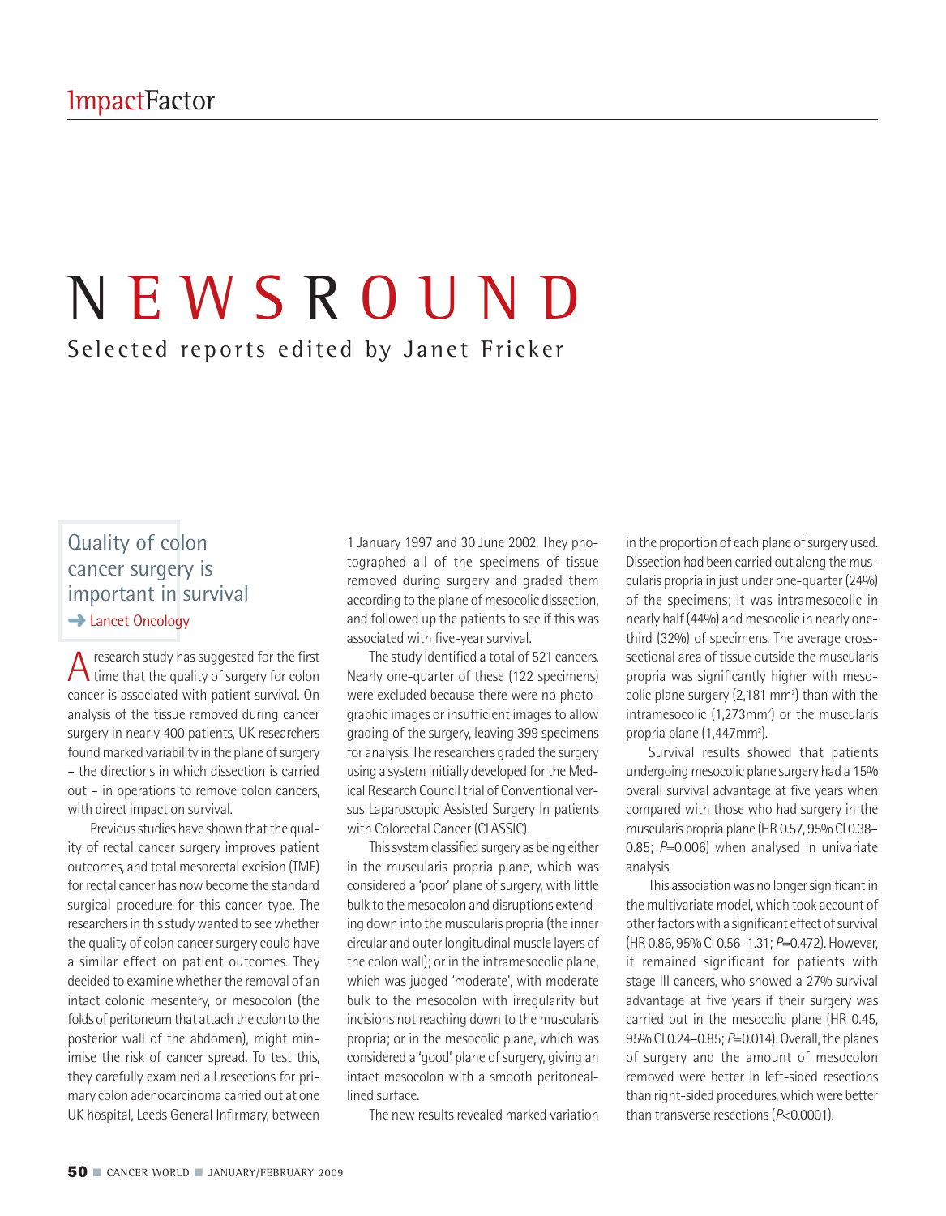# Impact Factor

# NEWSROUND

Selected reports edited by Janet Fricker

## Quality of colon cancer surgery is important in survival

→ Lancet Oncology

A research study has suggested for the first time that the quality of surgery for colon cancer is associated with patient survival. On analysis of the tissue removed during cancer surgery in nearly 400 patients, UK researchers found marked variability in the plane of surgery – the directions in which dissection is carried out – in operations to remove colon cancers, with direct impact on survival.

Previous studies have shown that the quality of rectal cancer surgery improves patient outcomes, and total mesorectal excision (TME) for rectal cancer has now become the standard surgical procedure for this cancer type. The researchers in this study wanted to see whether the quality of colon cancer surgery could have a similar effect on patient outcomes. They decided to examine whether the removal of an intact colonic mesentery, or mesocolon (the folds of peritoneum that attach the colon to the posterior wall of the abdomen), might minimise the risk of cancer spread. To test this, they carefully examined all resections for primary colon adenocarcinoma carried out at one UK hospital, Leeds General Infirmary, between 1 January 1997 and 30 June 2002. They photographed all of the specimens of tissue removed during surgery and graded them according to the plane of mesocolic dissection, and followed up the patients to see if this was associated with five-year survival.

The study identified a total of 521 cancers. Nearly one-quarter of these (122 specimens) were excluded because there were no photographic images or insufficient images to allow grading of the surgery, leaving 399 specimens for analysis. The researchers graded the surgery using a system initially developed for the Medical Research Council trial of Conventional versus Laparoscopic Assisted Surgery In patients with Colorectal Cancer (CLASSIC).

This system classified surgery as being either in the muscularis propria plane, which was considered a 'poor' plane of surgery, with little bulk to the mesocolon and disruptions extending down into the muscularis propria (the inner circular and outer longitudinal muscle layers of the colon wall); or in the intramesocolic plane, which was judged 'moderate', with moderate bulk to the mesocolon with irregularity but incisions not reaching down to the muscularis propria; or in the mesocolic plane, which was considered a 'good' plane of surgery, giving an intact mesocolon with a smooth peritoneal-lined surface.

The new results revealed marked variation in the proportion of each plane of surgery used. Dissection had been carried out along the muscularis propria in just under one-quarter (24%) of the specimens; it was intramesocolic in nearly half (44%) and mesocolic in nearly one-third (32%) of specimens. The average cross-sectional area of tissue outside the muscularis propria was significantly higher with mesocolic plane surgery (2,181 mm$^2$) than with the intramesocolic (1,273mm$^2$) or the muscularis propria plane (1,447mm$^2$).

Survival results showed that patients undergoing mesocolic plane surgery had a 15% overall survival advantage at five years when compared with those who had surgery in the muscularis propria plane (HR 0.57, 95% CI 0.38–0.85; $P$=0.006) when analysed in univariate analysis.

This association was no longer significant in the multivariate model, which took account of other factors with a significant effect of survival (HR 0.86, 95% CI 0.56–1.31; $P$=0.472). However, it remained significant for patients with stage III cancers, who showed a 27% survival advantage at five years if their surgery was carried out in the mesocolic plane (HR 0.45, 95% CI 0.24–0.85; $P$=0.014). Overall, the planes of surgery and the amount of mesocolon removed were better in left-sided resections than right-sided procedures, which were better than transverse resections ($P$<0.0001).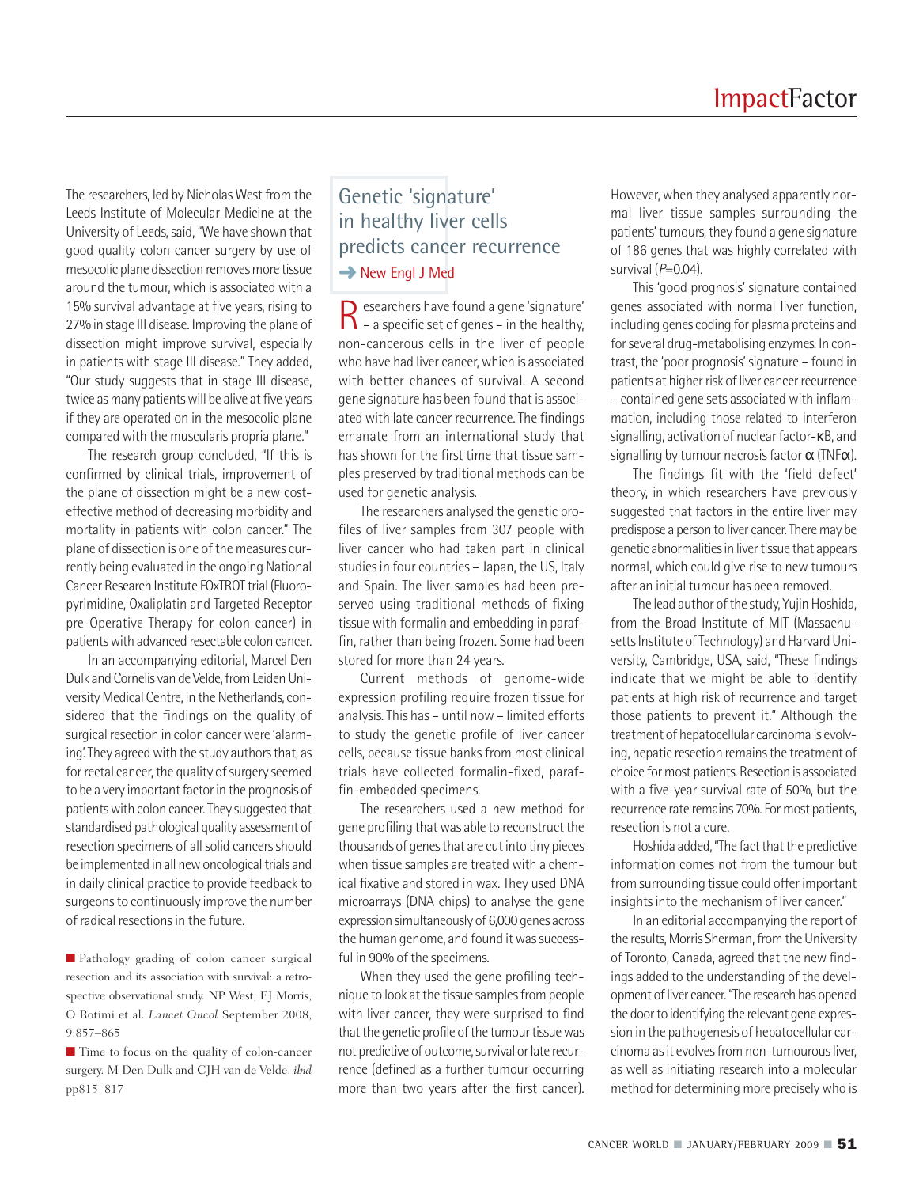The researchers, led by Nicholas West from the Leeds Institute of Molecular Medicine at the University of Leeds, said, "We have shown that good quality colon cancer surgery by use of mesocolic plane dissection removes more tissue around the tumour, which is associated with a 15% survival advantage at five years, rising to 27% in stage III disease. Improving the plane of dissection might improve survival, especially in patients with stage III disease." They added, "Our study suggests that in stage III disease, twice as many patients will be alive at five years if they are operated on in the mesocolic plane compared with the muscularis propria plane."

The research group concluded, "If this is confirmed by clinical trials, improvement of the plane of dissection might be a new cost-effective method of decreasing morbidity and mortality in patients with colon cancer." The plane of dissection is one of the measures currently being evaluated in the ongoing National Cancer Research Institute FOxTROT trial (Fluoropyrimidine, Oxaliplatin and Targeted Receptor pre-Operative Therapy for colon cancer) in patients with advanced resectable colon cancer.

In an accompanying editorial, Marcel Den Dulk and Cornelis van de Velde, from Leiden University Medical Centre, in the Netherlands, considered that the findings on the quality of surgical resection in colon cancer were 'alarming'. They agreed with the study authors that, as for rectal cancer, the quality of surgery seemed to be a very important factor in the prognosis of patients with colon cancer. They suggested that standardised pathological quality assessment of resection specimens of all solid cancers should be implemented in all new oncological trials and in daily clinical practice to provide feedback to surgeons to continuously improve the number of radical resections in the future.

- Pathology grading of colon cancer surgical resection and its association with survival: a retrospective observational study. NP West, EJ Morris, O Rotimi et al. *Lancet Oncol* September 2008, 9:857–865
- Time to focus on the quality of colon-cancer surgery. M Den Dulk and CJH van de Velde. *ibid* pp815–817

## Genetic 'signature' in healthy liver cells predicts cancer recurrence

➜ New Engl J Med

Researchers have found a gene 'signature' – a specific set of genes – in the healthy, non-cancerous cells in the liver of people who have had liver cancer, which is associated with better chances of survival. A second gene signature has been found that is associated with late cancer recurrence. The findings emanate from an international study that has shown for the first time that tissue samples preserved by traditional methods can be used for genetic analysis.

The researchers analysed the genetic profiles of liver samples from 307 people with liver cancer who had taken part in clinical studies in four countries – Japan, the US, Italy and Spain. The liver samples had been preserved using traditional methods of fixing tissue with formalin and embedding in paraffin, rather than being frozen. Some had been stored for more than 24 years.

Current methods of genome-wide expression profiling require frozen tissue for analysis. This has – until now – limited efforts to study the genetic profile of liver cancer cells, because tissue banks from most clinical trials have collected formalin-fixed, paraffin-embedded specimens.

The researchers used a new method for gene profiling that was able to reconstruct the thousands of genes that are cut into tiny pieces when tissue samples are treated with a chemical fixative and stored in wax. They used DNA microarrays (DNA chips) to analyse the gene expression simultaneously of 6,000 genes across the human genome, and found it was successful in 90% of the specimens.

When they used the gene profiling technique to look at the tissue samples from people with liver cancer, they were surprised to find that the genetic profile of the tumour tissue was not predictive of outcome, survival or late recurrence (defined as a further tumour occurring more than two years after the first cancer). However, when they analysed apparently normal liver tissue samples surrounding the patients' tumours, they found a gene signature of 186 genes that was highly correlated with survival ($P$=0.04).

This 'good prognosis' signature contained genes associated with normal liver function, including genes coding for plasma proteins and for several drug-metabolising enzymes. In contrast, the 'poor prognosis' signature – found in patients at higher risk of liver cancer recurrence – contained gene sets associated with inflammation, including those related to interferon signalling, activation of nuclear factor-κB, and signalling by tumour necrosis factor α (TNFα).

The findings fit with the 'field defect' theory, in which researchers have previously suggested that factors in the entire liver may predispose a person to liver cancer. There may be genetic abnormalities in liver tissue that appears normal, which could give rise to new tumours after an initial tumour has been removed.

The lead author of the study, Yujin Hoshida, from the Broad Institute of MIT (Massachusetts Institute of Technology) and Harvard University, Cambridge, USA, said, "These findings indicate that we might be able to identify patients at high risk of recurrence and target those patients to prevent it." Although the treatment of hepatocellular carcinoma is evolving, hepatic resection remains the treatment of choice for most patients. Resection is associated with a five-year survival rate of 50%, but the recurrence rate remains 70%. For most patients, resection is not a cure.

Hoshida added, "The fact that the predictive information comes not from the tumour but from surrounding tissue could offer important insights into the mechanism of liver cancer."

In an editorial accompanying the report of the results, Morris Sherman, from the University of Toronto, Canada, agreed that the new findings added to the understanding of the development of liver cancer. "The research has opened the door to identifying the relevant gene expression in the pathogenesis of hepatocellular carcinoma as it evolves from non-tumourous liver, as well as initiating research into a molecular method for determining more precisely who is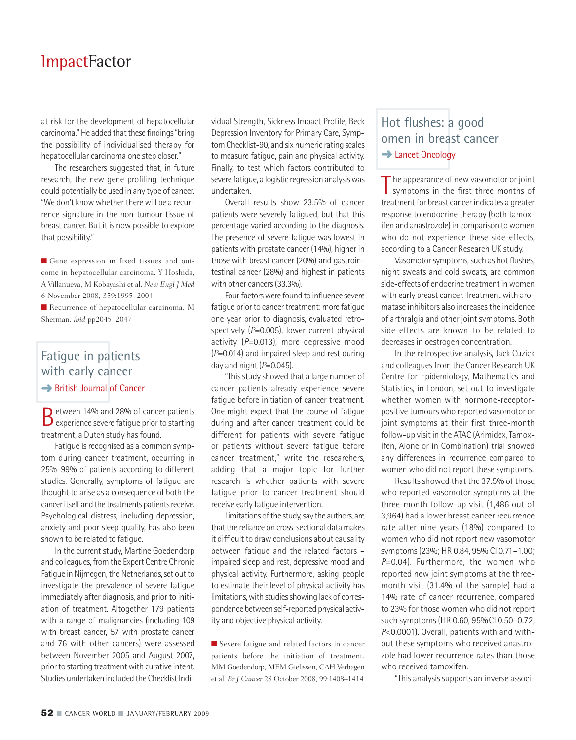at risk for the development of hepatocellular carcinoma." He added that these findings "bring the possibility of individualised therapy for hepatocellular carcinoma one step closer."

The researchers suggested that, in future research, the new gene profiling technique could potentially be used in any type of cancer. "We don't know whether there will be a recurrence signature in the non-tumour tissue of breast cancer. But it is now possible to explore that possibility."

■ Gene expression in fixed tissues and outcome in hepatocellular carcinoma. Y Hoshida, A Villanueva, M Kobayashi et al. *New Engl J Med* 6 November 2008, 359:1995–2004

■ Recurrence of hepatocellular carcinoma. M Sherman. *ibid* pp2045–2047

## Fatigue in patients with early cancer

➜ British Journal of Cancer

Between 14% and 28% of cancer patients experience severe fatigue prior to starting treatment, a Dutch study has found.

Fatigue is recognised as a common symptom during cancer treatment, occurring in 25%–99% of patients according to different studies. Generally, symptoms of fatigue are thought to arise as a consequence of both the cancer itself and the treatments patients receive. Psychological distress, including depression, anxiety and poor sleep quality, has also been shown to be related to fatigue.

In the current study, Martine Goedendorp and colleagues, from the Expert Centre Chronic Fatigue in Nijmegen, the Netherlands, set out to investigate the prevalence of severe fatigue immediately after diagnosis, and prior to initiation of treatment. Altogether 179 patients with a range of malignancies (including 109 with breast cancer, 57 with prostate cancer and 76 with other cancers) were assessed between November 2005 and August 2007, prior to starting treatment with curative intent. Studies undertaken included the Checklist Individual Strength, Sickness Impact Profile, Beck Depression Inventory for Primary Care, Symptom Checklist-90, and six numeric rating scales to measure fatigue, pain and physical activity. Finally, to test which factors contributed to severe fatigue, a logistic regression analysis was undertaken.

Overall results show 23.5% of cancer patients were severely fatigued, but that this percentage varied according to the diagnosis. The presence of severe fatigue was lowest in patients with prostate cancer (14%), higher in those with breast cancer (20%) and gastrointestinal cancer (28%) and highest in patients with other cancers (33.3%).

Four factors were found to influence severe fatigue prior to cancer treatment: more fatigue one year prior to diagnosis, evaluated retrospectively ($P$=0.005), lower current physical activity ($P$=0.013), more depressive mood ($P$=0.014) and impaired sleep and rest during day and night ($P$=0.045).

"This study showed that a large number of cancer patients already experience severe fatigue before initiation of cancer treatment. One might expect that the course of fatigue during and after cancer treatment could be different for patients with severe fatigue or patients without severe fatigue before cancer treatment," write the researchers, adding that a major topic for further research is whether patients with severe fatigue prior to cancer treatment should receive early fatigue intervention.

Limitations of the study, say the authors, are that the reliance on cross-sectional data makes it difficult to draw conclusions about causality between fatigue and the related factors – impaired sleep and rest, depressive mood and physical activity. Furthermore, asking people to estimate their level of physical activity has limitations, with studies showing lack of correspondence between self-reported physical activity and objective physical activity.

■ Severe fatigue and related factors in cancer patients before the initiation of treatment. MM Goedendorp, MFM Gielissen, CAH Verhagen et al. *Br J Cancer* 28 October 2008, 99:1408–1414

## Hot flushes: a good omen in breast cancer

➜ Lancet Oncology

The appearance of new vasomotor or joint symptoms in the first three months of treatment for breast cancer indicates a greater response to endocrine therapy (both tamoxifen and anastrozole) in comparison to women who do not experience these side-effects, according to a Cancer Research UK study.

Vasomotor symptoms, such as hot flushes, night sweats and cold sweats, are common side-effects of endocrine treatment in women with early breast cancer. Treatment with aromatase inhibitors also increases the incidence of arthralgia and other joint symptoms. Both side-effects are known to be related to decreases in oestrogen concentration.

In the retrospective analysis, Jack Cuzick and colleagues from the Cancer Research UK Centre for Epidemiology, Mathematics and Statistics, in London, set out to investigate whether women with hormone-receptor-positive tumours who reported vasomotor or joint symptoms at their first three-month follow-up visit in the ATAC (Arimidex, Tamoxifen, Alone or in Combination) trial showed any differences in recurrence compared to women who did not report these symptoms.

Results showed that the 37.5% of those who reported vasomotor symptoms at the three-month follow-up visit (1,486 out of 3,964) had a lower breast cancer recurrence rate after nine years (18%) compared to women who did not report new vasomotor symptoms (23%; HR 0.84, 95% CI 0.71–1.00; $P$=0.04). Furthermore, the women who reported new joint symptoms at the three-month visit (31.4% of the sample) had a 14% rate of cancer recurrence, compared to 23% for those women who did not report such symptoms (HR 0.60, 95% CI 0.50–0.72, $P$<0.0001). Overall, patients with and without these symptoms who received anastrozole had lower recurrence rates than those who received tamoxifen.

"This analysis supports an inverse associ-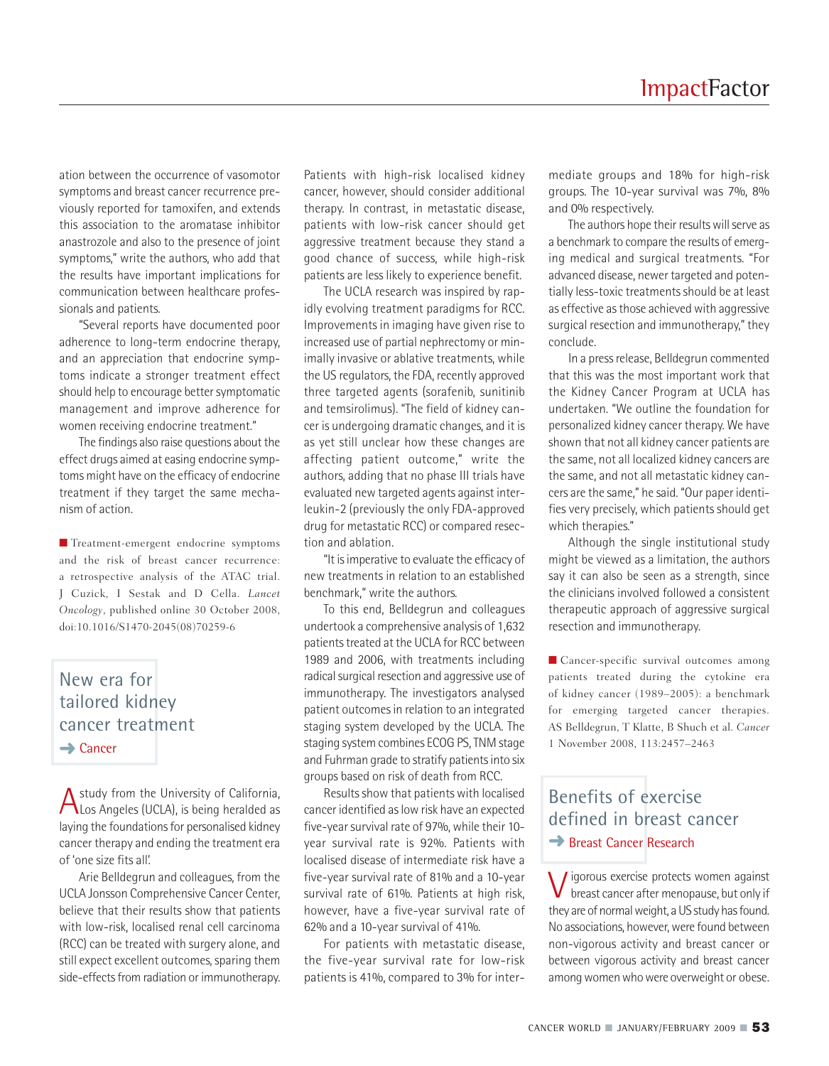ation between the occurrence of vasomotor symptoms and breast cancer recurrence previously reported for tamoxifen, and extends this association to the aromatase inhibitor anastrozole and also to the presence of joint symptoms," write the authors, who add that the results have important implications for communication between healthcare professionals and patients.

"Several reports have documented poor adherence to long-term endocrine therapy, and an appreciation that endocrine symptoms indicate a stronger treatment effect should help to encourage better symptomatic management and improve adherence for women receiving endocrine treatment."

The findings also raise questions about the effect drugs aimed at easing endocrine symptoms might have on the efficacy of endocrine treatment if they target the same mechanism of action.

■ Treatment-emergent endocrine symptoms and the risk of breast cancer recurrence: a retrospective analysis of the ATAC trial. J Cuzick, I Sestak and D Cella. *Lancet Oncology*, published online 30 October 2008, doi:10.1016/S1470-2045(08)70259-6

## New era for tailored kidney cancer treatment

➜ Cancer

A study from the University of California, Los Angeles (UCLA), is being heralded as laying the foundations for personalised kidney cancer therapy and ending the treatment era of 'one size fits all'.

Arie Belldegrun and colleagues, from the UCLA Jonsson Comprehensive Cancer Center, believe that their results show that patients with low-risk, localised renal cell carcinoma (RCC) can be treated with surgery alone, and still expect excellent outcomes, sparing them side-effects from radiation or immunotherapy. Patients with high-risk localised kidney cancer, however, should consider additional therapy. In contrast, in metastatic disease, patients with low-risk cancer should get aggressive treatment because they stand a good chance of success, while high-risk patients are less likely to experience benefit.

The UCLA research was inspired by rapidly evolving treatment paradigms for RCC. Improvements in imaging have given rise to increased use of partial nephrectomy or minimally invasive or ablative treatments, while the US regulators, the FDA, recently approved three targeted agents (sorafenib, sunitinib and temsirolimus). "The field of kidney cancer is undergoing dramatic changes, and it is as yet still unclear how these changes are affecting patient outcome," write the authors, adding that no phase III trials have evaluated new targeted agents against interleukin-2 (previously the only FDA-approved drug for metastatic RCC) or compared resection and ablation.

"It is imperative to evaluate the efficacy of new treatments in relation to an established benchmark," write the authors.

To this end, Belldegrun and colleagues undertook a comprehensive analysis of 1,632 patients treated at the UCLA for RCC between 1989 and 2006, with treatments including radical surgical resection and aggressive use of immunotherapy. The investigators analysed patient outcomes in relation to an integrated staging system developed by the UCLA. The staging system combines ECOG PS, TNM stage and Fuhrman grade to stratify patients into six groups based on risk of death from RCC.

Results show that patients with localised cancer identified as low risk have an expected five-year survival rate of 97%, while their 10-year survival rate is 92%. Patients with localised disease of intermediate risk have a five-year survival rate of 81% and a 10-year survival rate of 61%. Patients at high risk, however, have a five-year survival rate of 62% and a 10-year survival of 41%.

For patients with metastatic disease, the five-year survival rate for low-risk patients is 41%, compared to 3% for intermediate groups and 18% for high-risk groups. The 10-year survival was 7%, 8% and 0% respectively.

The authors hope their results will serve as a benchmark to compare the results of emerging medical and surgical treatments. "For advanced disease, newer targeted and potentially less-toxic treatments should be at least as effective as those achieved with aggressive surgical resection and immunotherapy," they conclude.

In a press release, Belldegrun commented that this was the most important work that the Kidney Cancer Program at UCLA has undertaken. "We outline the foundation for personalized kidney cancer therapy. We have shown that not all kidney cancer patients are the same, not all localized kidney cancers are the same, and not all metastatic kidney cancers are the same," he said. "Our paper identifies very precisely, which patients should get which therapies."

Although the single institutional study might be viewed as a limitation, the authors say it can also be seen as a strength, since the clinicians involved followed a consistent therapeutic approach of aggressive surgical resection and immunotherapy.

■ Cancer-specific survival outcomes among patients treated during the cytokine era of kidney cancer (1989–2005): a benchmark for emerging targeted cancer therapies. AS Belldegrun, T Klatte, B Shuch et al. *Cancer* 1 November 2008, 113:2457–2463

## Benefits of exercise defined in breast cancer

➜ Breast Cancer Research

Vigorous exercise protects women against breast cancer after menopause, but only if they are of normal weight, a US study has found. No associations, however, were found between non-vigorous activity and breast cancer or between vigorous activity and breast cancer among women who were overweight or obese.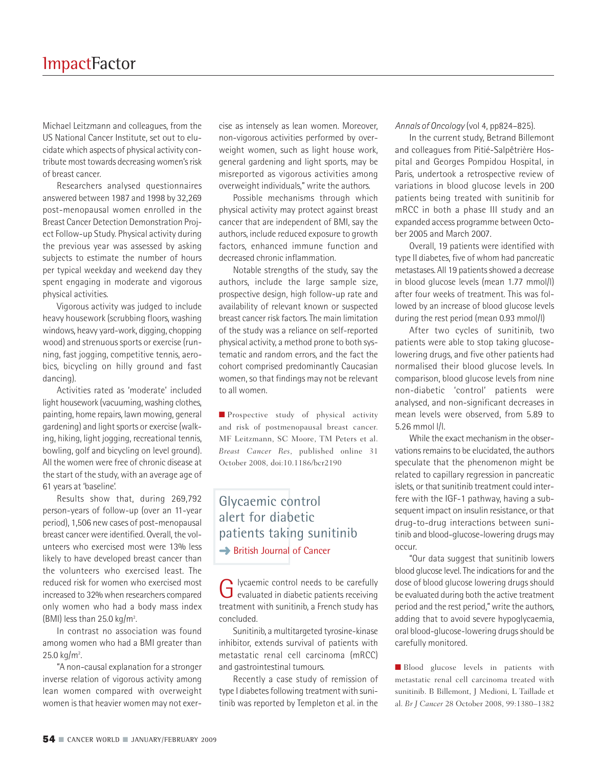Michael Leitzmann and colleagues, from the US National Cancer Institute, set out to elucidate which aspects of physical activity contribute most towards decreasing women's risk of breast cancer.

Researchers analysed questionnaires answered between 1987 and 1998 by 32,269 post-menopausal women enrolled in the Breast Cancer Detection Demonstration Project Follow-up Study. Physical activity during the previous year was assessed by asking subjects to estimate the number of hours per typical weekday and weekend day they spent engaging in moderate and vigorous physical activities.

Vigorous activity was judged to include heavy housework (scrubbing floors, washing windows, heavy yard-work, digging, chopping wood) and strenuous sports or exercise (running, fast jogging, competitive tennis, aerobics, bicycling on hilly ground and fast dancing).

Activities rated as 'moderate' included light housework (vacuuming, washing clothes, painting, home repairs, lawn mowing, general gardening) and light sports or exercise (walking, hiking, light jogging, recreational tennis, bowling, golf and bicycling on level ground). All the women were free of chronic disease at the start of the study, with an average age of 61 years at 'baseline'.

Results show that, during 269,792 person-years of follow-up (over an 11-year period), 1,506 new cases of post-menopausal breast cancer were identified. Overall, the volunteers who exercised most were 13% less likely to have developed breast cancer than the volunteers who exercised least. The reduced risk for women who exercised most increased to 32% when researchers compared only women who had a body mass index (BMI) less than 25.0 kg/m$^2$.

In contrast no association was found among women who had a BMI greater than 25.0 kg/m$^2$.

"A non-causal explanation for a stronger inverse relation of vigorous activity among lean women compared with overweight women is that heavier women may not exercise as intensely as lean women. Moreover, non-vigorous activities performed by overweight women, such as light house work, general gardening and light sports, may be misreported as vigorous activities among overweight individuals," write the authors.

Possible mechanisms through which physical activity may protect against breast cancer that are independent of BMI, say the authors, include reduced exposure to growth factors, enhanced immune function and decreased chronic inflammation.

Notable strengths of the study, say the authors, include the large sample size, prospective design, high follow-up rate and availability of relevant known or suspected breast cancer risk factors. The main limitation of the study was a reliance on self-reported physical activity, a method prone to both systematic and random errors, and the fact the cohort comprised predominantly Caucasian women, so that findings may not be relevant to all women.

■ Prospective study of physical activity and risk of postmenopausal breast cancer. MF Leitzmann, SC Moore, TM Peters et al. *Breast Cancer Res*, published online 31 October 2008, doi:10.1186/bcr2190

## Glycaemic control alert for diabetic patients taking sunitinib

➜ British Journal of Cancer

Glycaemic control needs to be carefully evaluated in diabetic patients receiving treatment with sunitinib, a French study has concluded.

Sunitinib, a multitargeted tyrosine-kinase inhibitor, extends survival of patients with metastatic renal cell carcinoma (mRCC) and gastrointestinal tumours.

Recently a case study of remission of type I diabetes following treatment with sunitinib was reported by Templeton et al. in the *Annals of Oncology* (vol 4, pp824–825).

In the current study, Betrand Billemont and colleagues from Pitié-Salpêtrière Hospital and Georges Pompidou Hospital, in Paris, undertook a retrospective review of variations in blood glucose levels in 200 patients being treated with sunitinib for mRCC in both a phase III study and an expanded access programme between October 2005 and March 2007.

Overall, 19 patients were identified with type II diabetes, five of whom had pancreatic metastases. All 19 patients showed a decrease in blood glucose levels (mean 1.77 mmol/l) after four weeks of treatment. This was followed by an increase of blood glucose levels during the rest period (mean 0.93 mmol/l)

After two cycles of sunitinib, two patients were able to stop taking glucose-lowering drugs, and five other patients had normalised their blood glucose levels. In comparison, blood glucose levels from nine non-diabetic 'control' patients were analysed, and non-significant decreases in mean levels were observed, from 5.89 to 5.26 mmol l/l.

While the exact mechanism in the observations remains to be elucidated, the authors speculate that the phenomenon might be related to capillary regression in pancreatic islets, or that sunitinib treatment could interfere with the IGF-1 pathway, having a subsequent impact on insulin resistance, or that drug-to-drug interactions between sunitinib and blood-glucose-lowering drugs may occur.

"Our data suggest that sunitinib lowers blood glucose level. The indications for and the dose of blood glucose lowering drugs should be evaluated during both the active treatment period and the rest period," write the authors, adding that to avoid severe hypoglycaemia, oral blood-glucose-lowering drugs should be carefully monitored.

■ Blood glucose levels in patients with metastatic renal cell carcinoma treated with sunitinib. B Billemont, J Medioni, L Taillade et al. *Br J Cancer* 28 October 2008, 99:1380–1382